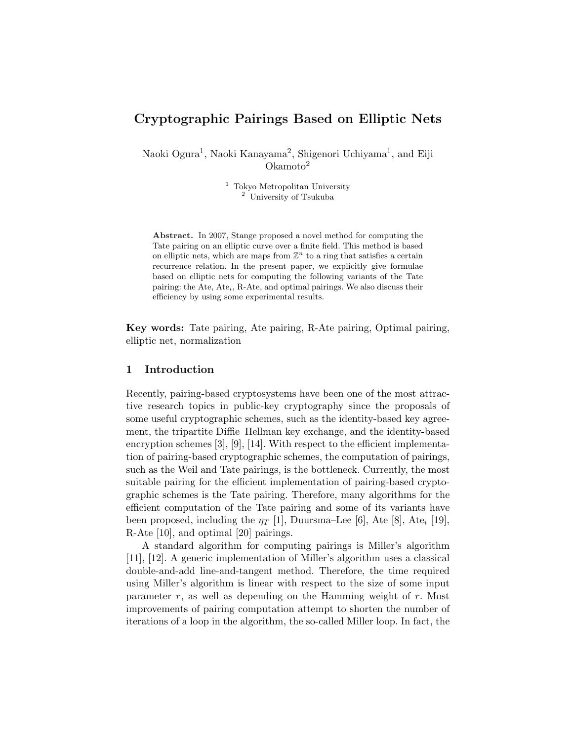# Cryptographic Pairings Based on Elliptic Nets

Naoki Ogura[1], Naoki Kanayama[2], Shigenori Uchiyama[1], and Eiji Okamoto[2]

[1] Tokyo Metropolitan University
[2] University of Tsukuba

**Abstract.** In 2007, Stange proposed a novel method for computing the Tate pairing on an elliptic curve over a finite field. This method is based on elliptic nets, which are maps from $\mathbb{Z}^n$ to a ring that satisfies a certain recurrence relation. In the present paper, we explicitly give formulae based on elliptic nets for computing the following variants of the Tate pairing: the Ate, Ate$_i$, R-Ate, and optimal pairings. We also discuss their efficiency by using some experimental results.

**Key words:** Tate pairing, Ate pairing, R-Ate pairing, Optimal pairing, elliptic net, normalization

## 1 Introduction

Recently, pairing-based cryptosystems have been one of the most attractive research topics in public-key cryptography since the proposals of some useful cryptographic schemes, such as the identity-based key agreement, the tripartite Diffie–Hellman key exchange, and the identity-based encryption schemes [3], [9], [14]. With respect to the efficient implementation of pairing-based cryptographic schemes, the computation of pairings, such as the Weil and Tate pairings, is the bottleneck. Currently, the most suitable pairing for the efficient implementation of pairing-based cryptographic schemes is the Tate pairing. Therefore, many algorithms for the efficient computation of the Tate pairing and some of its variants have been proposed, including the $\eta_T$ [1], Duursma–Lee [6], Ate [8], Ate$_i$ [19], R-Ate [10], and optimal [20] pairings.

A standard algorithm for computing pairings is Miller's algorithm [11], [12]. A generic implementation of Miller's algorithm uses a classical double-and-add line-and-tangent method. Therefore, the time required using Miller's algorithm is linear with respect to the size of some input parameter $r$, as well as depending on the Hamming weight of $r$. Most improvements of pairing computation attempt to shorten the number of iterations of a loop in the algorithm, the so-called Miller loop. In fact, the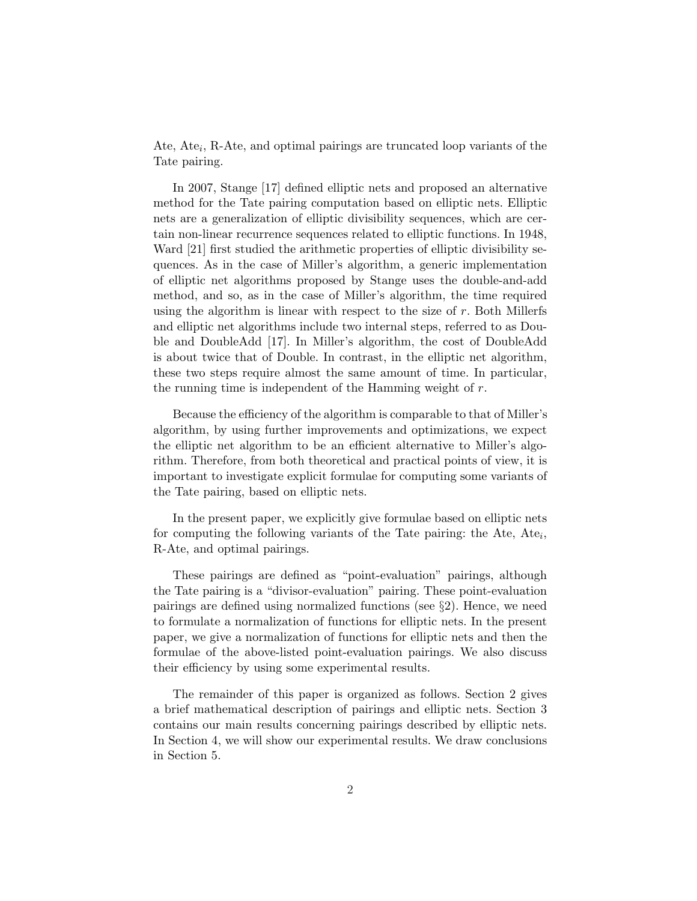Ate, $\mathrm{Ate}_i$, R-Ate, and optimal pairings are truncated loop variants of the Tate pairing.

In 2007, Stange [17] defined elliptic nets and proposed an alternative method for the Tate pairing computation based on elliptic nets. Elliptic nets are a generalization of elliptic divisibility sequences, which are certain non-linear recurrence sequences related to elliptic functions. In 1948, Ward [21] first studied the arithmetic properties of elliptic divisibility sequences. As in the case of Miller's algorithm, a generic implementation of elliptic net algorithms proposed by Stange uses the double-and-add method, and so, as in the case of Miller's algorithm, the time required using the algorithm is linear with respect to the size of $r$. Both Millerfs and elliptic net algorithms include two internal steps, referred to as Double and DoubleAdd [17]. In Miller's algorithm, the cost of DoubleAdd is about twice that of Double. In contrast, in the elliptic net algorithm, these two steps require almost the same amount of time. In particular, the running time is independent of the Hamming weight of $r$.

Because the efficiency of the algorithm is comparable to that of Miller's algorithm, by using further improvements and optimizations, we expect the elliptic net algorithm to be an efficient alternative to Miller's algorithm. Therefore, from both theoretical and practical points of view, it is important to investigate explicit formulae for computing some variants of the Tate pairing, based on elliptic nets.

In the present paper, we explicitly give formulae based on elliptic nets for computing the following variants of the Tate pairing: the Ate, $\mathrm{Ate}_i$, R-Ate, and optimal pairings.

These pairings are defined as "point-evaluation" pairings, although the Tate pairing is a "divisor-evaluation" pairing. These point-evaluation pairings are defined using normalized functions (see §2). Hence, we need to formulate a normalization of functions for elliptic nets. In the present paper, we give a normalization of functions for elliptic nets and then the formulae of the above-listed point-evaluation pairings. We also discuss their efficiency by using some experimental results.

The remainder of this paper is organized as follows. Section 2 gives a brief mathematical description of pairings and elliptic nets. Section 3 contains our main results concerning pairings described by elliptic nets. In Section 4, we will show our experimental results. We draw conclusions in Section 5.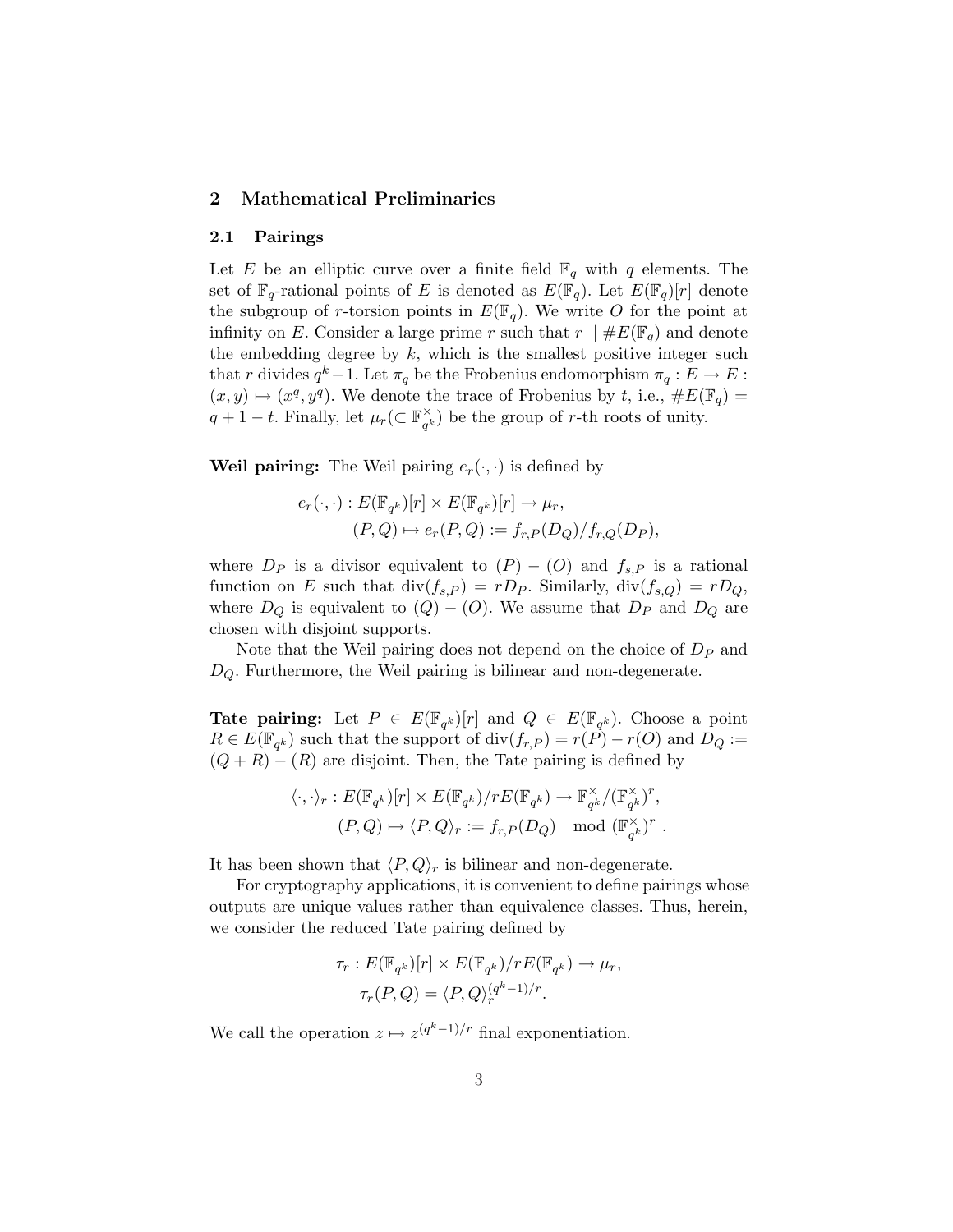## 2 Mathematical Preliminaries

### 2.1 Pairings

Let $E$ be an elliptic curve over a finite field $\mathbb{F}_q$ with $q$ elements. The set of $\mathbb{F}_q$-rational points of $E$ is denoted as $E(\mathbb{F}_q)$. Let $E(\mathbb{F}_q)[r]$ denote the subgroup of $r$-torsion points in $E(\mathbb{F}_q)$. We write $O$ for the point at infinity on $E$. Consider a large prime $r$ such that $r \mid \#E(\mathbb{F}_q)$ and denote the embedding degree by $k$, which is the smallest positive integer such that $r$ divides $q^k - 1$. Let $\pi_q$ be the Frobenius endomorphism $\pi_q : E \to E : (x, y) \mapsto (x^q, y^q)$. We denote the trace of Frobenius by $t$, i.e., $\#E(\mathbb{F}_q) = q + 1 - t$. Finally, let $\mu_r (\subset \mathbb{F}_{q^k}^\times)$ be the group of $r$-th roots of unity.

**Weil pairing:** The Weil pairing $e_r(\cdot, \cdot)$ is defined by

$$\begin{aligned} e_r(\cdot, \cdot) : E(\mathbb{F}_{q^k})[r] \times E(\mathbb{F}_{q^k})[r] &\to \mu_r, \\ (P, Q) &\mapsto e_r(P, Q) := f_{r,P}(D_Q)/f_{r,Q}(D_P), \end{aligned}$$

where $D_P$ is a divisor equivalent to $(P) - (O)$ and $f_{s,P}$ is a rational function on $E$ such that $\mathrm{div}(f_{s,P}) = rD_P$. Similarly, $\mathrm{div}(f_{s,Q}) = rD_Q$, where $D_Q$ is equivalent to $(Q) - (O)$. We assume that $D_P$ and $D_Q$ are chosen with disjoint supports.

Note that the Weil pairing does not depend on the choice of $D_P$ and $D_Q$. Furthermore, the Weil pairing is bilinear and non-degenerate.

**Tate pairing:** Let $P \in E(\mathbb{F}_{q^k})[r]$ and $Q \in E(\mathbb{F}_{q^k})$. Choose a point $R \in E(\mathbb{F}_{q^k})$ such that the support of $\mathrm{div}(f_{r,P}) = r(P) - r(O)$ and $D_Q := (Q + R) - (R)$ are disjoint. Then, the Tate pairing is defined by

$$\begin{aligned} \langle \cdot, \cdot \rangle_r : E(\mathbb{F}_{q^k})[r] \times E(\mathbb{F}_{q^k})/rE(\mathbb{F}_{q^k}) &\to \mathbb{F}_{q^k}^\times/(\mathbb{F}_{q^k}^\times)^r, \\ (P, Q) &\mapsto \langle P, Q \rangle_r := f_{r,P}(D_Q) \mod (\mathbb{F}_{q^k}^\times)^r . \end{aligned}$$

It has been shown that $\langle P, Q \rangle_r$ is bilinear and non-degenerate.

For cryptography applications, it is convenient to define pairings whose outputs are unique values rather than equivalence classes. Thus, herein, we consider the reduced Tate pairing defined by

$$\begin{aligned} \tau_r : E(\mathbb{F}_{q^k})[r] \times E(\mathbb{F}_{q^k})/rE(\mathbb{F}_{q^k}) &\to \mu_r, \\ \tau_r(P, Q) &= \langle P, Q \rangle_r^{(q^k-1)/r}. \end{aligned}$$

We call the operation $z \mapsto z^{(q^k-1)/r}$ final exponentiation.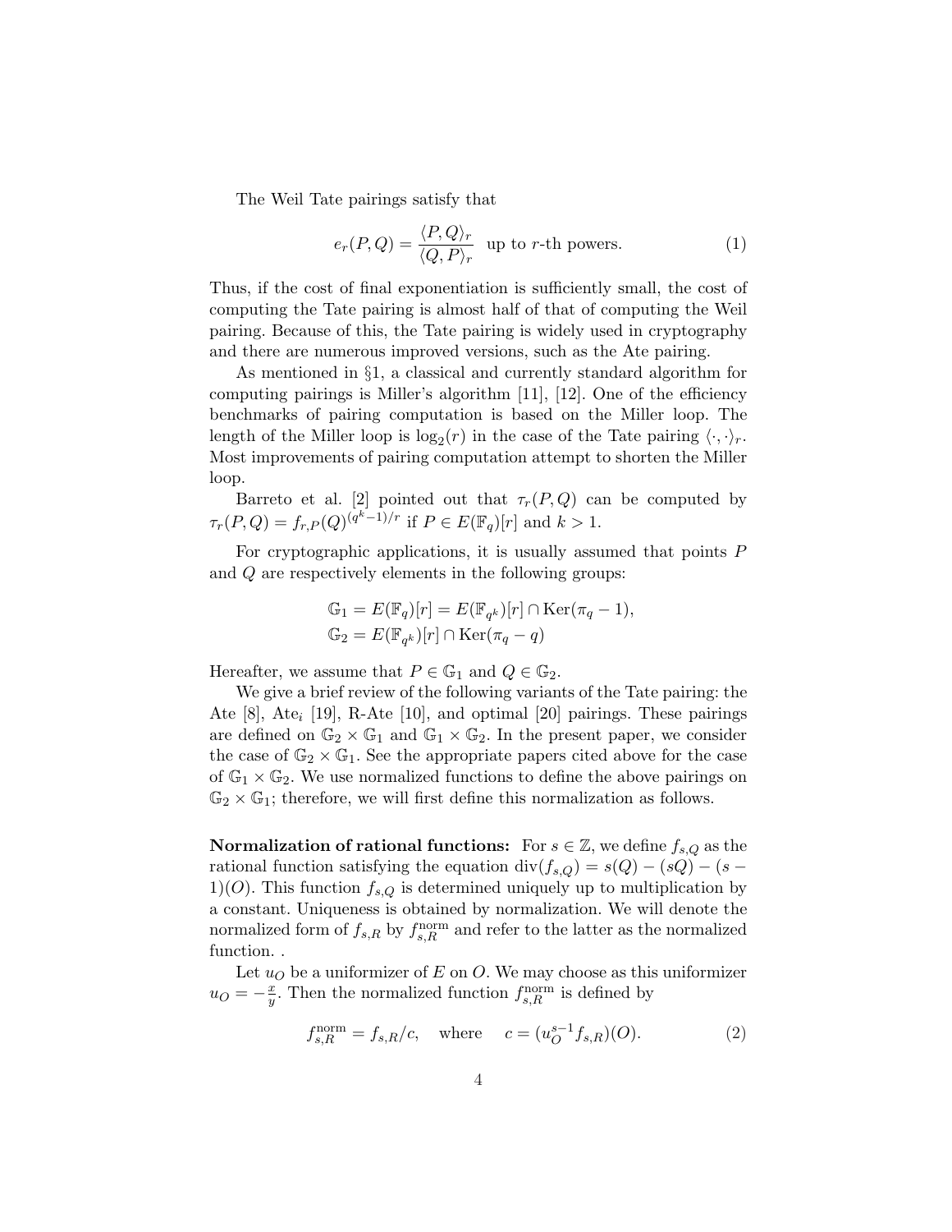The Weil Tate pairings satisfy that

$$e_r(P, Q) = \frac{\langle P, Q \rangle_r}{\langle Q, P \rangle_r} \quad \text{up to } r\text{-th powers.} \tag{1}$$

Thus, if the cost of final exponentiation is sufficiently small, the cost of computing the Tate pairing is almost half of that of computing the Weil pairing. Because of this, the Tate pairing is widely used in cryptography and there are numerous improved versions, such as the Ate pairing.

As mentioned in §1, a classical and currently standard algorithm for computing pairings is Miller's algorithm [11], [12]. One of the efficiency benchmarks of pairing computation is based on the Miller loop. The length of the Miller loop is $\log_2(r)$ in the case of the Tate pairing $\langle \cdot, \cdot \rangle_r$. Most improvements of pairing computation attempt to shorten the Miller loop.

Barreto et al. [2] pointed out that $\tau_r(P, Q)$ can be computed by $\tau_r(P, Q) = f_{r,P}(Q)^{(q^k-1)/r}$ if $P \in E(\mathbb{F}_q)[r]$ and $k > 1$.

For cryptographic applications, it is usually assumed that points $P$ and $Q$ are respectively elements in the following groups:

$$\mathbb{G}_1 = E(\mathbb{F}_q)[r] = E(\mathbb{F}_{q^k})[r] \cap \mathrm{Ker}(\pi_q - 1),$$
$$\mathbb{G}_2 = E(\mathbb{F}_{q^k})[r] \cap \mathrm{Ker}(\pi_q - q)$$

Hereafter, we assume that $P \in \mathbb{G}_1$ and $Q \in \mathbb{G}_2$.

We give a brief review of the following variants of the Tate pairing: the Ate [8], Ate$_i$ [19], R-Ate [10], and optimal [20] pairings. These pairings are defined on $\mathbb{G}_2 \times \mathbb{G}_1$ and $\mathbb{G}_1 \times \mathbb{G}_2$. In the present paper, we consider the case of $\mathbb{G}_2 \times \mathbb{G}_1$. See the appropriate papers cited above for the case of $\mathbb{G}_1 \times \mathbb{G}_2$. We use normalized functions to define the above pairings on $\mathbb{G}_2 \times \mathbb{G}_1$; therefore, we will first define this normalization as follows.

**Normalization of rational functions:** For $s \in \mathbb{Z}$, we define $f_{s,Q}$ as the rational function satisfying the equation $\mathrm{div}(f_{s,Q}) = s(Q) - (sQ) - (s-1)(O)$. This function $f_{s,Q}$ is determined uniquely up to multiplication by a constant. Uniqueness is obtained by normalization. We will denote the normalized form of $f_{s,R}$ by $f^{\mathrm{norm}}_{s,R}$ and refer to the latter as the normalized function. .

Let $u_O$ be a uniformizer of $E$ on $O$. We may choose as this uniformizer $u_O = -\frac{x}{y}$. Then the normalized function $f^{\mathrm{norm}}_{s,R}$ is defined by

$$f^{\mathrm{norm}}_{s,R} = f_{s,R}/c, \quad \text{where} \quad c = (u_O^{s-1} f_{s,R})(O). \tag{2}$$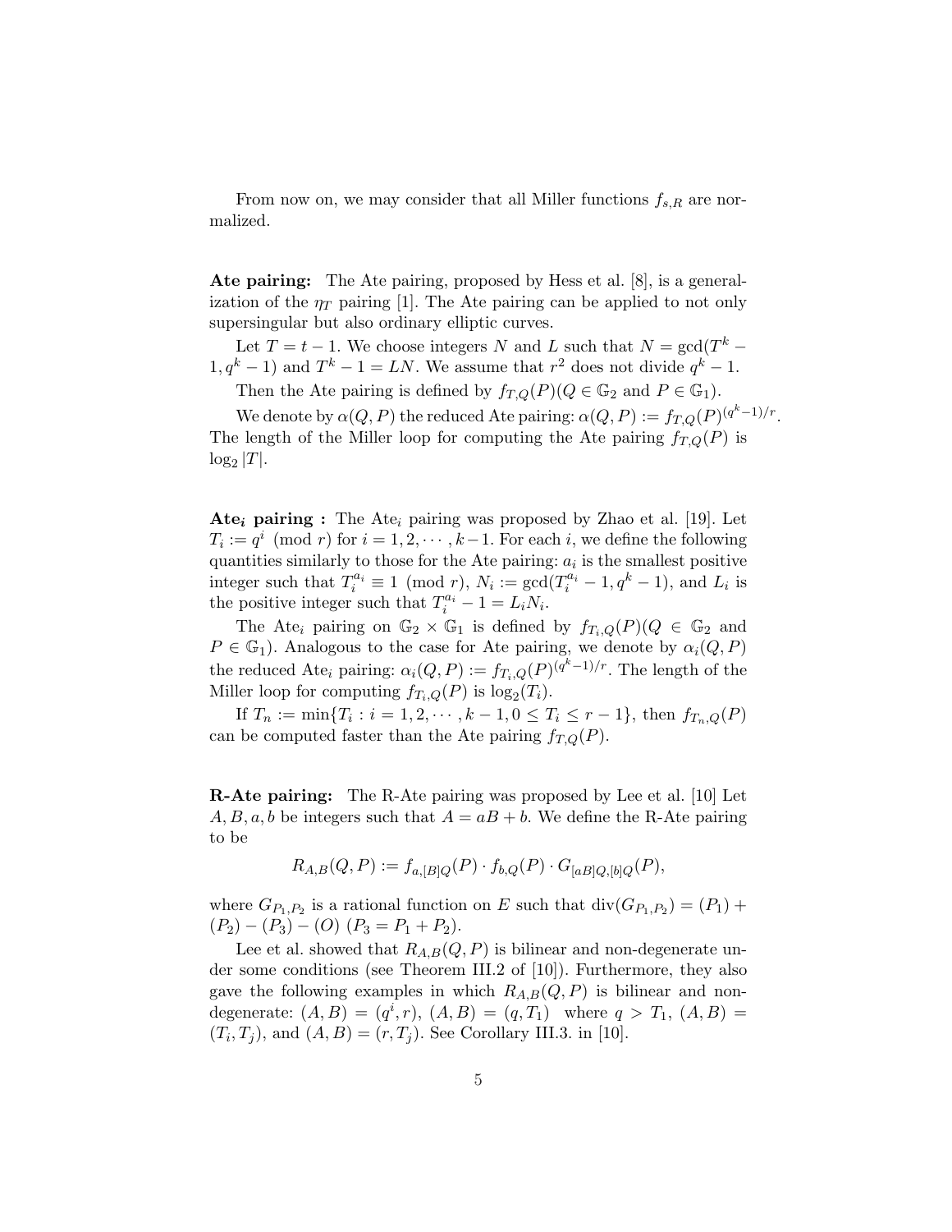From now on, we may consider that all Miller functions $f_{s,R}$ are normalized.

**Ate pairing:** The Ate pairing, proposed by Hess et al. [8], is a generalization of the $\eta_T$ pairing [1]. The Ate pairing can be applied to not only supersingular but also ordinary elliptic curves.

Let $T = t - 1$. We choose integers $N$ and $L$ such that $N = \gcd(T^k - 1, q^k - 1)$ and $T^k - 1 = LN$. We assume that $r^2$ does not divide $q^k - 1$.

Then the Ate pairing is defined by $f_{T,Q}(P)(Q \in \mathbb{G}_2$ and $P \in \mathbb{G}_1)$.

We denote by $\alpha(Q, P)$ the reduced Ate pairing: $\alpha(Q, P) := f_{T,Q}(P)^{(q^k-1)/r}$. The length of the Miller loop for computing the Ate pairing $f_{T,Q}(P)$ is $\log_2 |T|$.

**Ate$_i$ pairing :** The Ate$_i$ pairing was proposed by Zhao et al. [19]. Let $T_i := q^i \pmod r$ for $i = 1, 2, \cdots, k-1$. For each $i$, we define the following quantities similarly to those for the Ate pairing: $a_i$ is the smallest positive integer such that $T_i^{a_i} \equiv 1 \pmod r$, $N_i := \gcd(T_i^{a_i} - 1, q^k - 1)$, and $L_i$ is the positive integer such that $T_i^{a_i} - 1 = L_i N_i$.

The Ate$_i$ pairing on $\mathbb{G}_2 \times \mathbb{G}_1$ is defined by $f_{T_i,Q}(P)(Q \in \mathbb{G}_2$ and $P \in \mathbb{G}_1)$. Analogous to the case for Ate pairing, we denote by $\alpha_i(Q, P)$ the reduced Ate$_i$ pairing: $\alpha_i(Q, P) := f_{T_i,Q}(P)^{(q^k-1)/r}$. The length of the Miller loop for computing $f_{T_i,Q}(P)$ is $\log_2(T_i)$.

If $T_n := \min\{T_i : i = 1, 2, \cdots, k-1, 0 \leq T_i \leq r-1\}$, then $f_{T_n,Q}(P)$ can be computed faster than the Ate pairing $f_{T,Q}(P)$.

**R-Ate pairing:** The R-Ate pairing was proposed by Lee et al. [10] Let $A, B, a, b$ be integers such that $A = aB + b$. We define the R-Ate pairing to be

$$R_{A,B}(Q, P) := f_{a,[B]Q}(P) \cdot f_{b,Q}(P) \cdot G_{[aB]Q,[b]Q}(P),$$

where $G_{P_1,P_2}$ is a rational function on $E$ such that $\mathrm{div}(G_{P_1,P_2}) = (P_1) + (P_2) - (P_3) - (O)$ $(P_3 = P_1 + P_2)$.

Lee et al. showed that $R_{A,B}(Q, P)$ is bilinear and non-degenerate under some conditions (see Theorem III.2 of [10]). Furthermore, they also gave the following examples in which $R_{A,B}(Q, P)$ is bilinear and non-degenerate: $(A, B) = (q^i, r)$, $(A, B) = (q, T_1)$ where $q > T_1$, $(A, B) = (T_i, T_j)$, and $(A, B) = (r, T_j)$. See Corollary III.3. in [10].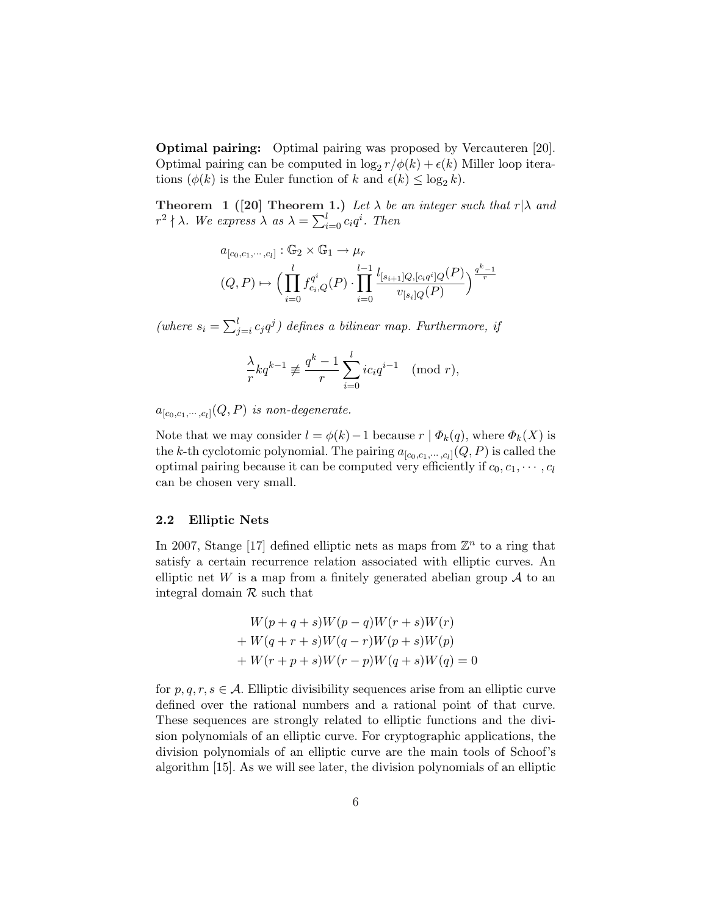**Optimal pairing:** Optimal pairing was proposed by Vercauteren [20]. Optimal pairing can be computed in $\log_2 r/\phi(k) + \epsilon(k)$ Miller loop iterations ($\phi(k)$ is the Euler function of $k$ and $\epsilon(k) \leq \log_2 k$).

**Theorem 1 ([20] Theorem 1.)** *Let $\lambda$ be an integer such that $r|\lambda$ and $r^2 \nmid \lambda$. We express $\lambda$ as $\lambda = \sum_{i=0}^{l} c_i q^i$. Then*

$$
\begin{aligned}
& a_{[c_0,c_1,\cdots,c_l]} : \mathbb{G}_2 \times \mathbb{G}_1 \to \mu_r \\
& (Q,P) \mapsto \Big( \prod_{i=0}^{l} f_{c_i,Q}^{q^i}(P) \cdot \prod_{i=0}^{l-1} \frac{l_{[s_{i+1}]Q,[c_i q^i]Q}(P)}{v_{[s_i]Q}(P)} \Big)^{\frac{q^k-1}{r}}
\end{aligned}
$$

*(where $s_i = \sum_{j=i}^{l} c_j q^j$) defines a bilinear map. Furthermore, if*

$$
\frac{\lambda}{r} k q^{k-1} \not\equiv \frac{q^k - 1}{r} \sum_{i=0}^{l} i c_i q^{i-1} \pmod{r},
$$

*$a_{[c_0,c_1,\cdots,c_l]}(Q,P)$ is non-degenerate.*

Note that we may consider $l = \phi(k) - 1$ because $r \mid \Phi_k(q)$, where $\Phi_k(X)$ is the $k$-th cyclotomic polynomial. The pairing $a_{[c_0,c_1,\cdots,c_l]}(Q,P)$ is called the optimal pairing because it can be computed very efficiently if $c_0, c_1, \cdots, c_l$ can be chosen very small.

### 2.2 Elliptic Nets

In 2007, Stange [17] defined elliptic nets as maps from $\mathbb{Z}^n$ to a ring that satisfy a certain recurrence relation associated with elliptic curves. An elliptic net $W$ is a map from a finitely generated abelian group $\mathcal{A}$ to an integral domain $\mathcal{R}$ such that

$$
\begin{aligned}
& W(p+q+s)W(p-q)W(r+s)W(r) \\
&+ W(q+r+s)W(q-r)W(p+s)W(p) \\
&+ W(r+p+s)W(r-p)W(q+s)W(q) = 0
\end{aligned}
$$

for $p, q, r, s \in \mathcal{A}$. Elliptic divisibility sequences arise from an elliptic curve defined over the rational numbers and a rational point of that curve. These sequences are strongly related to elliptic functions and the division polynomials of an elliptic curve. For cryptographic applications, the division polynomials of an elliptic curve are the main tools of Schoof's algorithm [15]. As we will see later, the division polynomials of an elliptic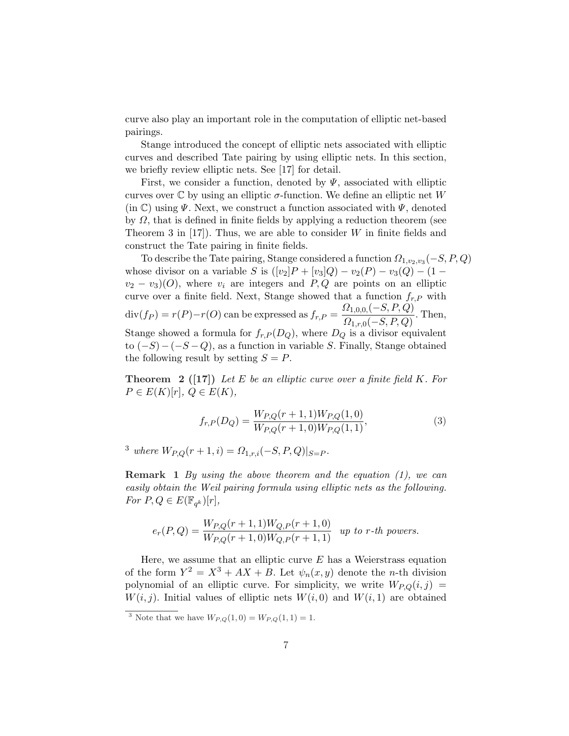curve also play an important role in the computation of elliptic net-based pairings.

Stange introduced the concept of elliptic nets associated with elliptic curves and described Tate pairing by using elliptic nets. In this section, we briefly review elliptic nets. See [17] for detail.

First, we consider a function, denoted by $\Psi$, associated with elliptic curves over $\mathbb{C}$ by using an elliptic $\sigma$-function. We define an elliptic net $W$ (in $\mathbb{C}$) using $\Psi$. Next, we construct a function associated with $\Psi$, denoted by $\Omega$, that is defined in finite fields by applying a reduction theorem (see Theorem 3 in [17]). Thus, we are able to consider $W$ in finite fields and construct the Tate pairing in finite fields.

To describe the Tate pairing, Stange considered a function $\Omega_{1,v_2,v_3}(-S,P,Q)$ whose divisor on a variable $S$ is $([v_2]P + [v_3]Q) - v_2(P) - v_3(Q) - (1 - v_2 - v_3)(O)$, where $v_i$ are integers and $P, Q$ are points on an elliptic curve over a finite field. Next, Stange showed that a function $f_{r,P}$ with $\mathrm{div}(f_P) = r(P) - r(O)$ can be expressed as $f_{r,P} = \dfrac{\Omega_{1,0,0,}(-S,P,Q)}{\Omega_{1,r,0}(-S,P,Q)}$. Then, Stange showed a formula for $f_{r,P}(D_Q)$, where $D_Q$ is a divisor equivalent to $(-S) - (-S - Q)$, as a function in variable $S$. Finally, Stange obtained the following result by setting $S = P$.

**Theorem 2 ([17])** *Let $E$ be an elliptic curve over a finite field $K$. For $P \in E(K)[r]$, $Q \in E(K)$,*

$$f_{r,P}(D_Q) = \frac{W_{P,Q}(r+1,1)W_{P,Q}(1,0)}{W_{P,Q}(r+1,0)W_{P,Q}(1,1)}, \tag{3}$$

[3] *where $W_{P,Q}(r+1,i) = \Omega_{1,r,i}(-S,P,Q)|_{S=P}$.*

**Remark 1** *By using the above theorem and the equation (1), we can easily obtain the Weil pairing formula using elliptic nets as the following. For $P, Q \in E(\mathbb{F}_{q^k})[r]$,*

$$e_r(P,Q) = \frac{W_{P,Q}(r+1,1)W_{Q,P}(r+1,0)}{W_{P,Q}(r+1,0)W_{Q,P}(r+1,1)} \quad \textit{up to } r\textit{-th powers.}$$

Here, we assume that an elliptic curve $E$ has a Weierstrass equation of the form $Y^2 = X^3 + AX + B$. Let $\psi_n(x,y)$ denote the $n$-th division polynomial of an elliptic curve. For simplicity, we write $W_{P,Q}(i,j) = W(i,j)$. Initial values of elliptic nets $W(i,0)$ and $W(i,1)$ are obtained

[3] Note that we have $W_{P,Q}(1,0) = W_{P,Q}(1,1) = 1$.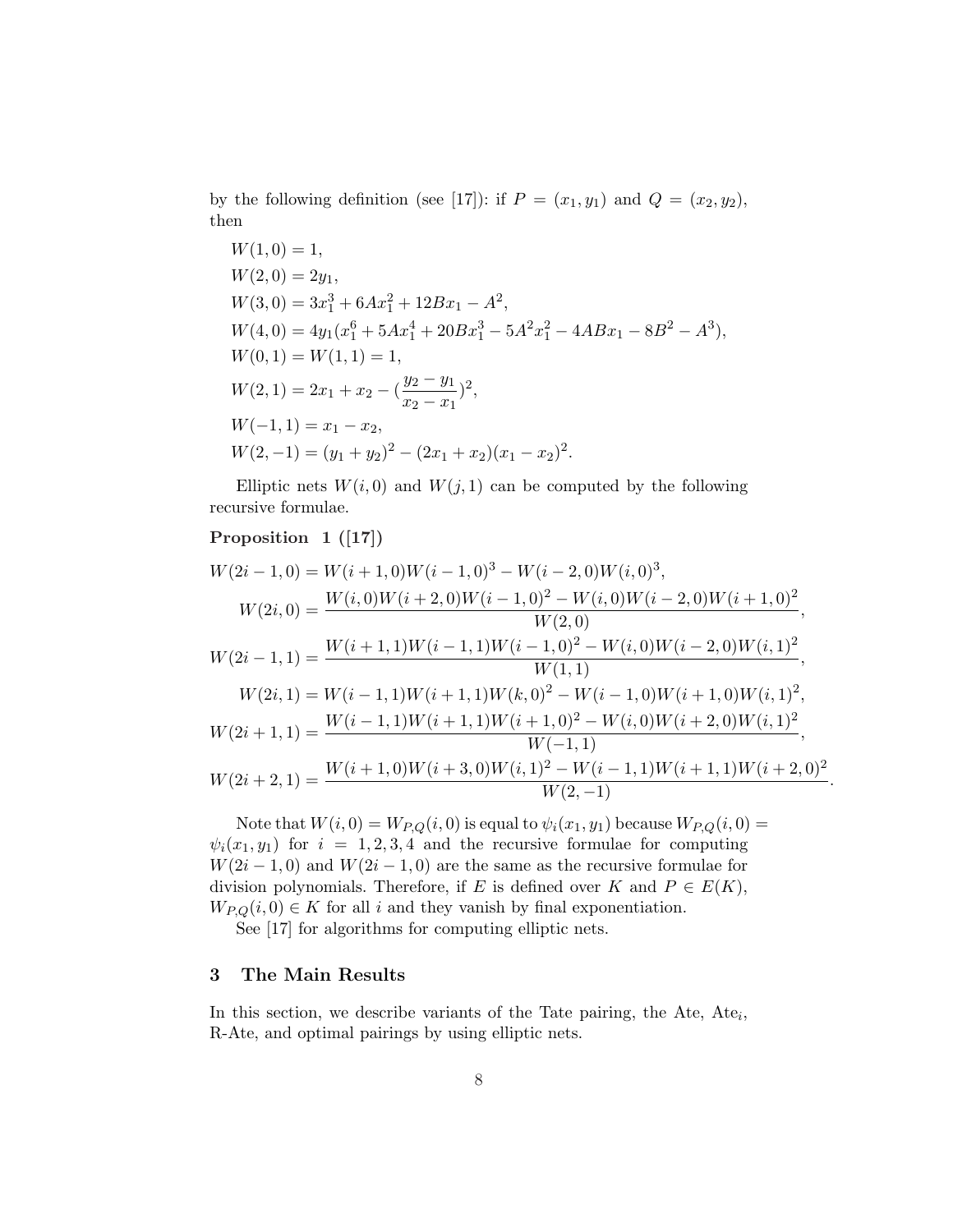by the following definition (see [17]): if $P = (x_1, y_1)$ and $Q = (x_2, y_2)$, then

$$
\begin{aligned}
&W(1,0) = 1, \\
&W(2,0) = 2y_1, \\
&W(3,0) = 3x_1^3 + 6Ax_1^2 + 12Bx_1 - A^2, \\
&W(4,0) = 4y_1(x_1^6 + 5Ax_1^4 + 20Bx_1^3 - 5A^2x_1^2 - 4ABx_1 - 8B^2 - A^3), \\
&W(0,1) = W(1,1) = 1, \\
&W(2,1) = 2x_1 + x_2 - (\frac{y_2 - y_1}{x_2 - x_1})^2, \\
&W(-1,1) = x_1 - x_2, \\
&W(2,-1) = (y_1 + y_2)^2 - (2x_1 + x_2)(x_1 - x_2)^2.
\end{aligned}
$$

Elliptic nets $W(i,0)$ and $W(j,1)$ can be computed by the following recursive formulae.

**Proposition 1 ([17])**

$$
\begin{aligned}
W(2i-1,0) &= W(i+1,0)W(i-1,0)^3 - W(i-2,0)W(i,0)^3, \\
W(2i,0) &= \frac{W(i,0)W(i+2,0)W(i-1,0)^2 - W(i,0)W(i-2,0)W(i+1,0)^2}{W(2,0)}, \\
W(2i-1,1) &= \frac{W(i+1,1)W(i-1,1)W(i-1,0)^2 - W(i,0)W(i-2,0)W(i,1)^2}{W(1,1)}, \\
W(2i,1) &= W(i-1,1)W(i+1,1)W(k,0)^2 - W(i-1,0)W(i+1,0)W(i,1)^2, \\
W(2i+1,1) &= \frac{W(i-1,1)W(i+1,1)W(i+1,0)^2 - W(i,0)W(i+2,0)W(i,1)^2}{W(-1,1)}, \\
W(2i+2,1) &= \frac{W(i+1,0)W(i+3,0)W(i,1)^2 - W(i-1,1)W(i+1,1)W(i+2,0)^2}{W(2,-1)}.
\end{aligned}
$$

Note that $W(i,0) = W_{P,Q}(i,0)$ is equal to $\psi_i(x_1, y_1)$ because $W_{P,Q}(i,0) = \psi_i(x_1, y_1)$ for $i = 1, 2, 3, 4$ and the recursive formulae for computing $W(2i-1,0)$ and $W(2i-1,0)$ are the same as the recursive formulae for division polynomials. Therefore, if $E$ is defined over $K$ and $P \in E(K)$, $W_{P,Q}(i,0) \in K$ for all $i$ and they vanish by final exponentiation.

See [17] for algorithms for computing elliptic nets.

## 3 The Main Results

In this section, we describe variants of the Tate pairing, the Ate, Ate$_i$, R-Ate, and optimal pairings by using elliptic nets.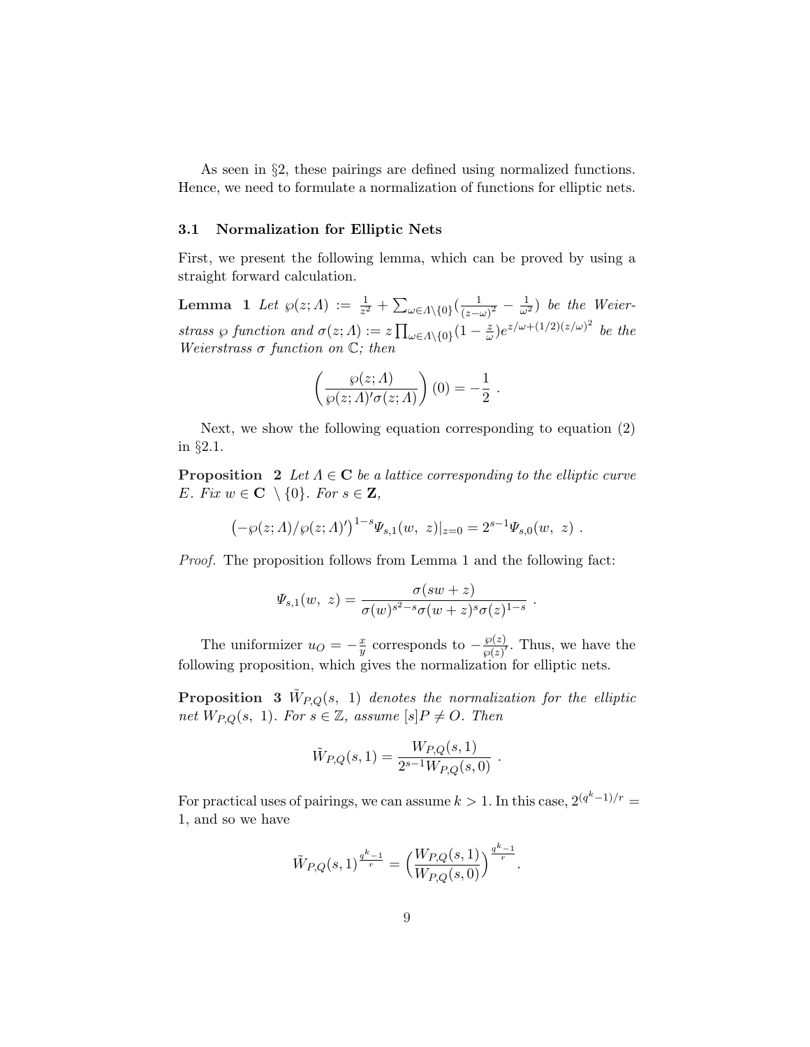As seen in §2, these pairings are defined using normalized functions. Hence, we need to formulate a normalization of functions for elliptic nets.

### 3.1 Normalization for Elliptic Nets

First, we present the following lemma, which can be proved by using a straight forward calculation.

**Lemma 1** *Let* $\wp(z;\Lambda) := \frac{1}{z^2} + \sum_{\omega\in\Lambda\setminus\{0\}}(\frac{1}{(z-\omega)^2} - \frac{1}{\omega^2})$ *be the Weierstrass* $\wp$ *function and* $\sigma(z;\Lambda) := z\prod_{\omega\in\Lambda\setminus\{0\}}(1-\frac{z}{\omega})e^{z/\omega+(1/2)(z/\omega)^2}$ *be the Weierstrass* $\sigma$ *function on* $\mathbb{C}$*; then*

$$\left(\frac{\wp(z;\Lambda)}{\wp(z;\Lambda)'\sigma(z;\Lambda)}\right)(0) = -\frac{1}{2}\ .$$

Next, we show the following equation corresponding to equation (2) in §2.1.

**Proposition 2** *Let* $\Lambda \in \mathbf{C}$ *be a lattice corresponding to the elliptic curve* $E$*. Fix* $w \in \mathbf{C}\ \setminus\{0\}$*. For* $s \in \mathbf{Z}$*,*

$$\left(-\wp(z;\Lambda)/\wp(z;\Lambda)'\right)^{1-s}\Psi_{s,1}(w,\ z)|_{z=0} = 2^{s-1}\Psi_{s,0}(w,\ z)\ .$$

*Proof.* The proposition follows from Lemma 1 and the following fact:

$$\Psi_{s,1}(w,\ z) = \frac{\sigma(sw+z)}{\sigma(w)^{s^2-s}\sigma(w+z)^s\sigma(z)^{1-s}}\ .$$

The uniformizer $u_O = -\frac{x}{y}$ corresponds to $-\frac{\wp(z)}{\wp(z)'}$. Thus, we have the following proposition, which gives the normalization for elliptic nets.

**Proposition 3** $\tilde{W}_{P,Q}(s,\ 1)$ *denotes the normalization for the elliptic net* $W_{P,Q}(s,\ 1)$*. For* $s \in \mathbb{Z}$*, assume* $[s]P \neq O$*. Then*

$$\tilde{W}_{P,Q}(s,1) = \frac{W_{P,Q}(s,1)}{2^{s-1}W_{P,Q}(s,0)}\ .$$

For practical uses of pairings, we can assume $k > 1$. In this case, $2^{(q^k-1)/r} = 1$, and so we have

$$\tilde{W}_{P,Q}(s,1)^{\frac{q^k-1}{r}} = \Big(\frac{W_{P,Q}(s,1)}{W_{P,Q}(s,0)}\Big)^{\frac{q^k-1}{r}}.$$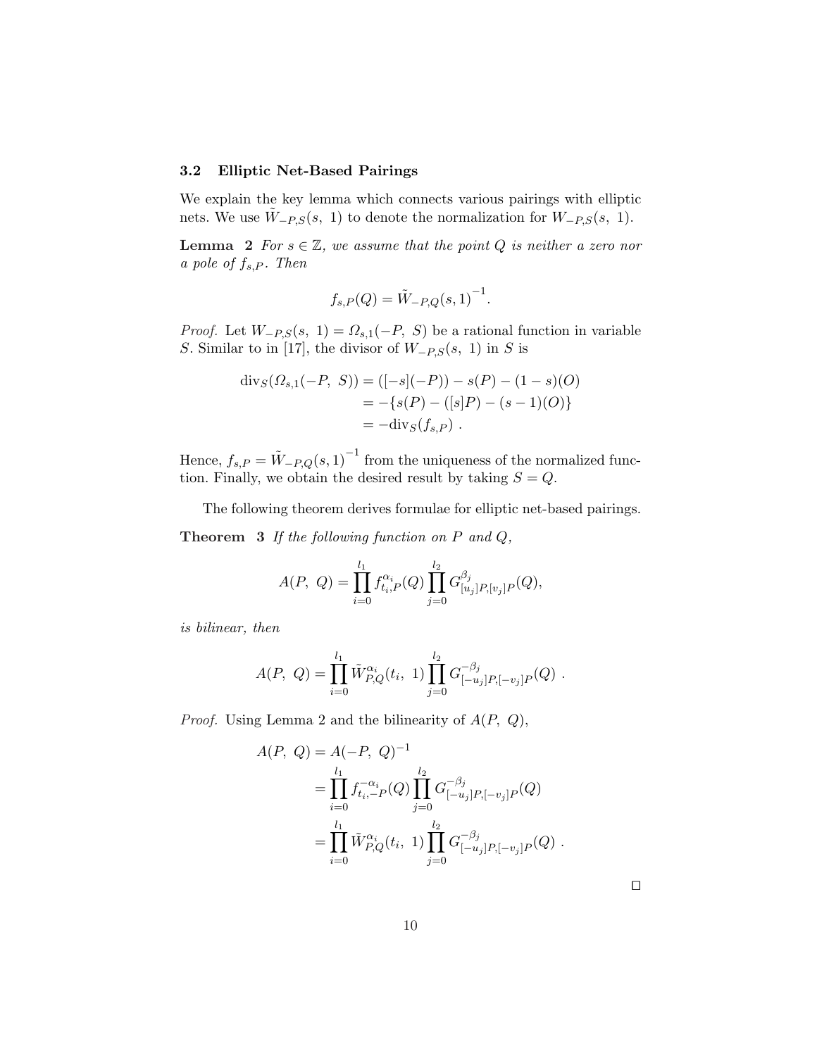### 3.2 Elliptic Net-Based Pairings

We explain the key lemma which connects various pairings with elliptic nets. We use $\tilde{W}_{-P,S}(s,\ 1)$ to denote the normalization for $W_{-P,S}(s,\ 1)$.

**Lemma 2** *For $s \in \mathbb{Z}$, we assume that the point $Q$ is neither a zero nor a pole of $f_{s,P}$. Then*

$$f_{s,P}(Q) = \tilde{W}_{-P,Q}(s,1)^{-1}.$$

*Proof.* Let $W_{-P,S}(s,\ 1) = \Omega_{s,1}(-P,\ S)$ be a rational function in variable $S$. Similar to in [17], the divisor of $W_{-P,S}(s,\ 1)$ in $S$ is

$$\begin{aligned}
\mathrm{div}_S(\Omega_{s,1}(-P,\ S)) &= ([-s](-P)) - s(P) - (1-s)(O) \\
&= -\{s(P) - ([s]P) - (s-1)(O)\} \\
&= -\mathrm{div}_S(f_{s,P})\ .
\end{aligned}$$

Hence, $f_{s,P} = \tilde{W}_{-P,Q}(s,1)^{-1}$ from the uniqueness of the normalized function. Finally, we obtain the desired result by taking $S = Q$.

The following theorem derives formulae for elliptic net-based pairings.

**Theorem 3** *If the following function on $P$ and $Q$,*

$$A(P,\ Q) = \prod_{i=0}^{l_1} f_{t_i,P}^{\alpha_i}(Q) \prod_{j=0}^{l_2} G_{[u_j]P,[v_j]P}^{\beta_j}(Q),$$

*is bilinear, then*

$$A(P,\ Q) = \prod_{i=0}^{l_1} \tilde{W}_{P,Q}^{\alpha_i}(t_i,\ 1) \prod_{j=0}^{l_2} G_{[-u_j]P,[-v_j]P}^{-\beta_j}(Q)\ .$$

*Proof.* Using Lemma 2 and the bilinearity of $A(P,\ Q)$,

$$\begin{aligned}
A(P,\ Q) &= A(-P,\ Q)^{-1} \\
&= \prod_{i=0}^{l_1} f_{t_i,-P}^{-\alpha_i}(Q) \prod_{j=0}^{l_2} G_{[-u_j]P,[-v_j]P}^{-\beta_j}(Q) \\
&= \prod_{i=0}^{l_1} \tilde{W}_{P,Q}^{\alpha_i}(t_i,\ 1) \prod_{j=0}^{l_2} G_{[-u_j]P,[-v_j]P}^{-\beta_j}(Q)\ .
\end{aligned}$$

□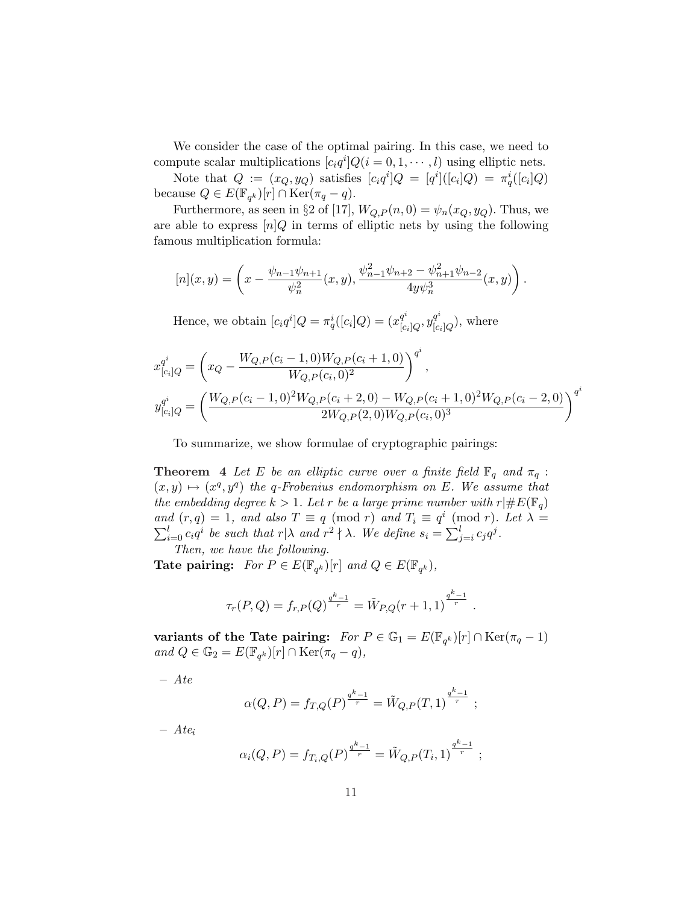We consider the case of the optimal pairing. In this case, we need to compute scalar multiplications $[c_i q^i]Q (i = 0, 1, \cdots, l)$ using elliptic nets.

Note that $Q := (x_Q, y_Q)$ satisfies $[c_i q^i]Q = [q^i]([c_i]Q) = \pi_q^i([c_i]Q)$ because $Q \in E(\mathbb{F}_{q^k})[r] \cap \mathrm{Ker}(\pi_q - q)$.

Furthermore, as seen in §2 of [17], $W_{Q,P}(n, 0) = \psi_n(x_Q, y_Q)$. Thus, we are able to express $[n]Q$ in terms of elliptic nets by using the following famous multiplication formula:

$$[n](x, y) = \left( x - \frac{\psi_{n-1}\psi_{n+1}}{\psi_n^2}(x, y), \frac{\psi_{n-1}^2\psi_{n+2} - \psi_{n+1}^2\psi_{n-2}}{4y\psi_n^3}(x, y) \right).$$

Hence, we obtain $[c_i q^i]Q = \pi_q^i([c_i]Q) = (x_{[c_i]Q}^{q^i}, y_{[c_i]Q}^{q^i})$, where

$$x_{[c_i]Q}^{q^i} = \left( x_Q - \frac{W_{Q,P}(c_i - 1, 0)W_{Q,P}(c_i + 1, 0)}{W_{Q,P}(c_i, 0)^2} \right)^{q^i},$$

$$y_{[c_i]Q}^{q^i} = \left( \frac{W_{Q,P}(c_i - 1, 0)^2 W_{Q,P}(c_i + 2, 0) - W_{Q,P}(c_i + 1, 0)^2 W_{Q,P}(c_i - 2, 0)}{2W_{Q,P}(2, 0)W_{Q,P}(c_i, 0)^3} \right)^{q^i}$$

To summarize, we show formulae of cryptographic pairings:

**Theorem 4** *Let $E$ be an elliptic curve over a finite field $\mathbb{F}_q$ and $\pi_q : (x, y) \mapsto (x^q, y^q)$ the $q$-Frobenius endomorphism on $E$. We assume that the embedding degree $k > 1$. Let $r$ be a large prime number with $r | \#E(\mathbb{F}_q)$ and $(r, q) = 1$, and also $T \equiv q \pmod r$ and $T_i \equiv q^i \pmod r$. Let $\lambda = \sum_{i=0}^{l} c_i q^i$ be such that $r | \lambda$ and $r^2 \nmid \lambda$. We define $s_i = \sum_{j=i}^{l} c_j q^j$.*

*Then, we have the following.*

**Tate pairing:** *For $P \in E(\mathbb{F}_{q^k})[r]$ and $Q \in E(\mathbb{F}_{q^k})$,*

$$\tau_r(P, Q) = f_{r,P}(Q)^{\frac{q^k - 1}{r}} = \tilde{W}_{P,Q}(r + 1, 1)^{\frac{q^k - 1}{r}}.$$

**variants of the Tate pairing:** *For $P \in \mathbb{G}_1 = E(\mathbb{F}_{q^k})[r] \cap \mathrm{Ker}(\pi_q - 1)$ and $Q \in \mathbb{G}_2 = E(\mathbb{F}_{q^k})[r] \cap \mathrm{Ker}(\pi_q - q)$,*

– *Ate*

$$\alpha(Q, P) = f_{T,Q}(P)^{\frac{q^k - 1}{r}} = \tilde{W}_{Q,P}(T, 1)^{\frac{q^k - 1}{r}};$$

– *Ate$_i$*

$$\alpha_i(Q, P) = f_{T_i,Q}(P)^{\frac{q^k - 1}{r}} = \tilde{W}_{Q,P}(T_i, 1)^{\frac{q^k - 1}{r}};$$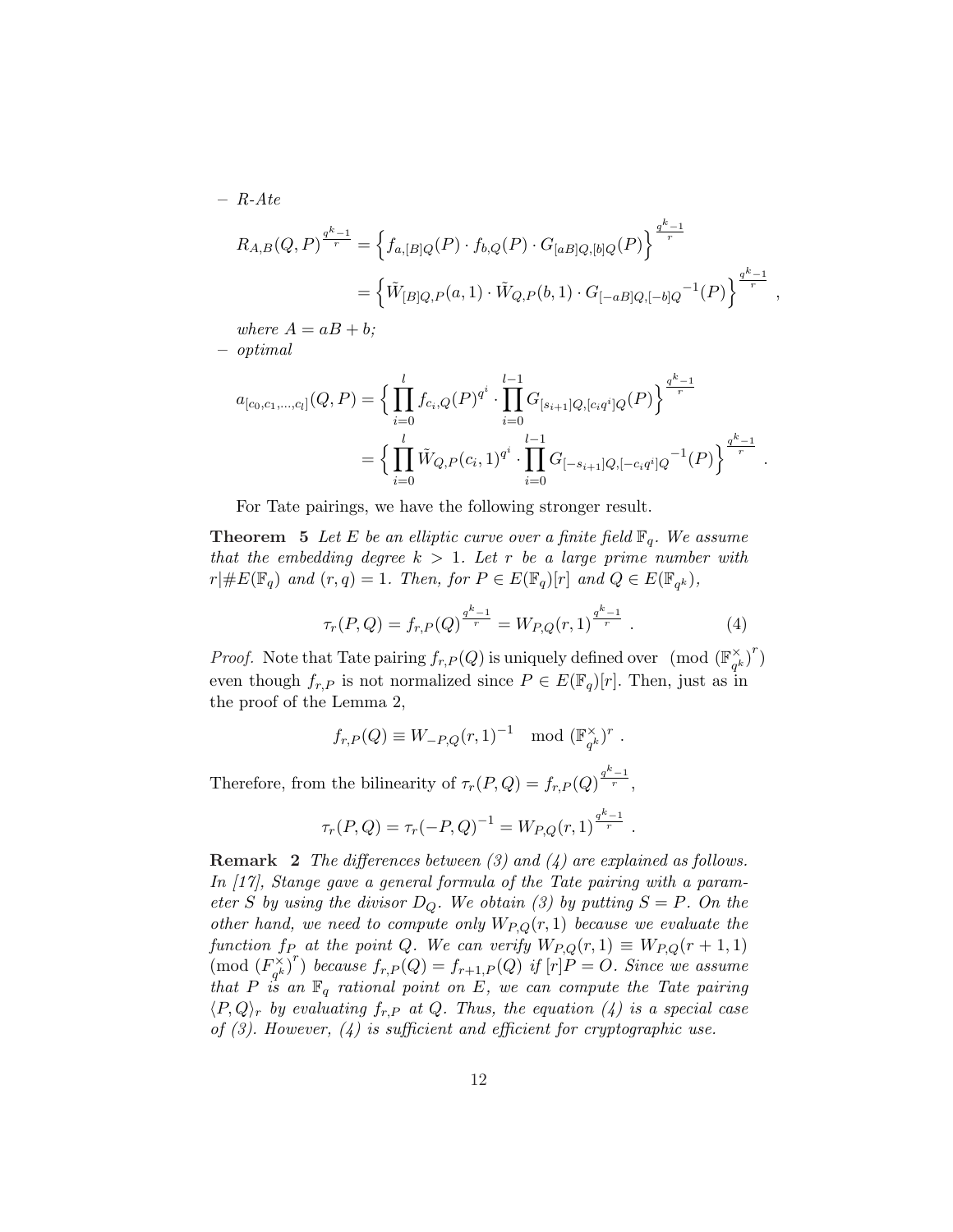– *R-Ate*

$$
\begin{aligned}
R_{A,B}(Q,P)^{\frac{q^k-1}{r}} &= \left\{ f_{a,[B]Q}(P) \cdot f_{b,Q}(P) \cdot G_{[aB]Q,[b]Q}(P) \right\}^{\frac{q^k-1}{r}} \\
&= \left\{ \tilde{W}_{[B]Q,P}(a,1) \cdot \tilde{W}_{Q,P}(b,1) \cdot G_{[-aB]Q,[-b]Q}{}^{-1}(P) \right\}^{\frac{q^k-1}{r}} ,
\end{aligned}
$$

*where $A = aB + b$;*

– *optimal*

$$
\begin{aligned}
a_{[c_0,c_1,\ldots,c_l]}(Q,P) &= \Big\{ \prod_{i=0}^{l} f_{c_i,Q}(P)^{q^i} \cdot \prod_{i=0}^{l-1} G_{[s_{i+1}]Q,[c_i q^i]Q}(P) \Big\}^{\frac{q^k-1}{r}} \\
&= \Big\{ \prod_{i=0}^{l} \tilde{W}_{Q,P}(c_i,1)^{q^i} \cdot \prod_{i=0}^{l-1} G_{[-s_{i+1}]Q,[-c_i q^i]Q}{}^{-1}(P) \Big\}^{\frac{q^k-1}{r}} .
\end{aligned}
$$

For Tate pairings, we have the following stronger result.

**Theorem 5** *Let $E$ be an elliptic curve over a finite field $\mathbb{F}_q$. We assume that the embedding degree $k > 1$. Let $r$ be a large prime number with $r | \#E(\mathbb{F}_q)$ and $(r,q) = 1$. Then, for $P \in E(\mathbb{F}_q)[r]$ and $Q \in E(\mathbb{F}_{q^k})$,*

$$
\tau_r(P,Q) = f_{r,P}(Q)^{\frac{q^k-1}{r}} = W_{P,Q}(r,1)^{\frac{q^k-1}{r}} . \tag{4}
$$

*Proof.* Note that Tate pairing $f_{r,P}(Q)$ is uniquely defined over $\pmod{(\mathbb{F}_{q^k}^{\times})^r}$ even though $f_{r,P}$ is not normalized since $P \in E(\mathbb{F}_q)[r]$. Then, just as in the proof of the Lemma 2,

$$
f_{r,P}(Q) \equiv W_{-P,Q}(r,1)^{-1} \mod (\mathbb{F}_{q^k}^{\times})^r .
$$

Therefore, from the bilinearity of $\tau_r(P,Q) = f_{r,P}(Q)^{\frac{q^k-1}{r}}$,

$$
\tau_r(P,Q) = \tau_r(-P,Q)^{-1} = W_{P,Q}(r,1)^{\frac{q^k-1}{r}} .
$$

**Remark 2** *The differences between (3) and (4) are explained as follows. In [17], Stange gave a general formula of the Tate pairing with a parameter $S$ by using the divisor $D_Q$. We obtain (3) by putting $S = P$. On the other hand, we need to compute only $W_{P,Q}(r,1)$ because we evaluate the function $f_P$ at the point $Q$. We can verify $W_{P,Q}(r,1) \equiv W_{P,Q}(r+1,1)$ $\pmod{(F_{q^k}^{\times})^r}$ because $f_{r,P}(Q) = f_{r+1,P}(Q)$ if $[r]P = O$. Since we assume that $P$ is an $\mathbb{F}_q$ rational point on $E$, we can compute the Tate pairing $\langle P,Q \rangle_r$ by evaluating $f_{r,P}$ at $Q$. Thus, the equation (4) is a special case of (3). However, (4) is sufficient and efficient for cryptographic use.*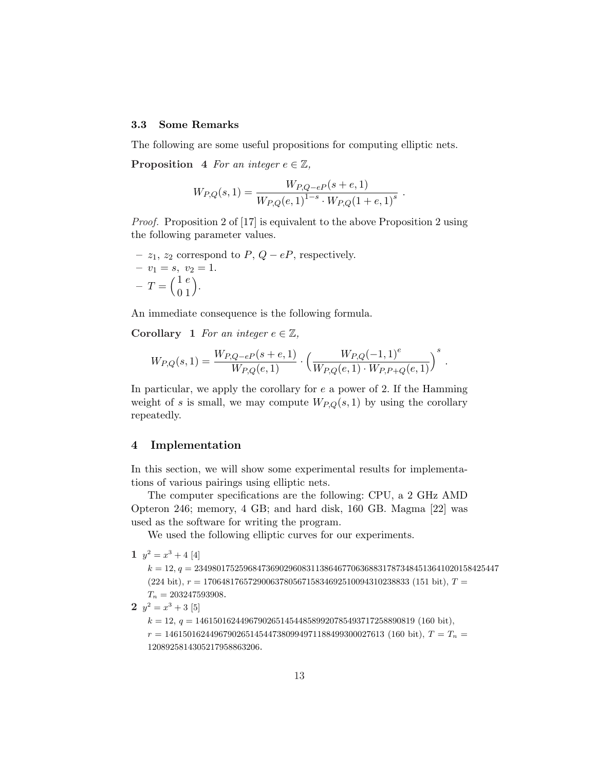### 3.3 Some Remarks

The following are some useful propositions for computing elliptic nets.

**Proposition 4** *For an integer $e \in \mathbb{Z}$,*

$$W_{P,Q}(s,1) = \frac{W_{P,Q-eP}(s+e,1)}{W_{P,Q}(e,1)^{1-s} \cdot W_{P,Q}(1+e,1)^{s}} \ .$$

*Proof.* Proposition 2 of [17] is equivalent to the above Proposition 2 using the following parameter values.

- $z_1$, $z_2$ correspond to $P$, $Q - eP$, respectively.
- $v_1 = s, \ v_2 = 1$.
- $T = \begin{pmatrix} 1 & e \\ 0 & 1 \end{pmatrix}$.

An immediate consequence is the following formula.

**Corollary 1** *For an integer $e \in \mathbb{Z}$,*

$$W_{P,Q}(s,1) = \frac{W_{P,Q-eP}(s+e,1)}{W_{P,Q}(e,1)} \cdot \left( \frac{W_{P,Q}(-1,1)^{e}}{W_{P,Q}(e,1) \cdot W_{P,P+Q}(e,1)} \right)^{s} \ .$$

In particular, we apply the corollary for $e$ a power of 2. If the Hamming weight of $s$ is small, we may compute $W_{P,Q}(s,1)$ by using the corollary repeatedly.

## 4 Implementation

In this section, we will show some experimental results for implementations of various pairings using elliptic nets.

The computer specifications are the following: CPU, a 2 GHz AMD Opteron 246; memory, 4 GB; and hard disk, 160 GB. Magma [22] was used as the software for writing the program.

We used the following elliptic curves for our experiments.

**1** $y^2 = x^3 + 4$ [4]
$k = 12$, $q = 23498017525968473690296083113864677063688317873484513641020158425447$ (224 bit), $r = 1706481765729006378056715834692510094310238833$ (151 bit), $T = T_n = 203247593908$.

**2** $y^2 = x^3 + 3$ [5]
$k = 12$, $q = 1461501624496790265145448589920785493717258890819$ (160 bit), $r = 1461501624496790265145447380994971188499300027613$ (160 bit), $T = T_n = 1208925814305217958863206$.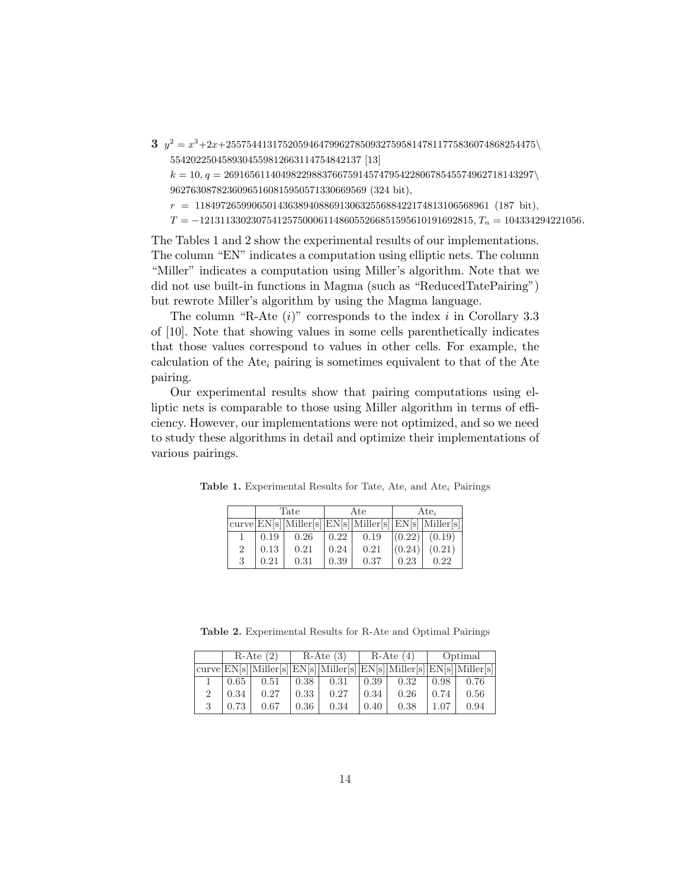**3** $y^2 = x^3 + 2x + 2557544131752059464799627850932759581478117758360748682544755\backslash$
$554202250458930455981266311475484213 7$ [13]

$k = 10$, $q = 26916561140498229883766759145747954228067854557496271814329 7\backslash$
$962763087823609651608159505713306695 69$ (324 bit),

$r = 1184972659906501436389408869130632556884221748131065689 61$ (187 bit),

$T = -121311330230754125750006114860552668515956101916928 15$, $T_n = 104334294221056$.

The Tables 1 and 2 show the experimental results of our implementations. The column "EN" indicates a computation using elliptic nets. The column "Miller" indicates a computation using Miller's algorithm. Note that we did not use built-in functions in Magma (such as "ReducedTatePairing") but rewrote Miller's algorithm by using the Magma language.

The column "R-Ate $(i)$" corresponds to the index $i$ in Corollary 3.3 of [10]. Note that showing values in some cells parenthetically indicates that those values correspond to values in other cells. For example, the calculation of the $\text{Ate}_i$ pairing is sometimes equivalent to that of the Ate pairing.

Our experimental results show that pairing computations using elliptic nets is comparable to those using Miller algorithm in terms of efficiency. However, our implementations were not optimized, and so we need to study these algorithms in detail and optimize their implementations of various pairings.

**Table 1.** Experimental Results for Tate, Ate, and $\text{Ate}_i$ Pairings

| | Tate | | Ate | | $\text{Ate}_i$ | |
|---|---|---|---|---|---|---|
| curve | EN[s] | Miller[s] | EN[s] | Miller[s] | EN[s] | Miller[s] |
| 1 | 0.19 | 0.26 | 0.22 | 0.19 | (0.22) | (0.19) |
| 2 | 0.13 | 0.21 | 0.24 | 0.21 | (0.24) | (0.21) |
| 3 | 0.21 | 0.31 | 0.39 | 0.37 | 0.23 | 0.22 |

**Table 2.** Experimental Results for R-Ate and Optimal Pairings

| | R-Ate (2) | | R-Ate (3) | | R-Ate (4) | | Optimal | |
|---|---|---|---|---|---|---|---|---|
| curve | EN[s] | Miller[s] | EN[s] | Miller[s] | EN[s] | Miller[s] | EN[s] | Miller[s] |
| 1 | 0.65 | 0.51 | 0.38 | 0.31 | 0.39 | 0.32 | 0.98 | 0.76 |
| 2 | 0.34 | 0.27 | 0.33 | 0.27 | 0.34 | 0.26 | 0.74 | 0.56 |
| 3 | 0.73 | 0.67 | 0.36 | 0.34 | 0.40 | 0.38 | 1.07 | 0.94 |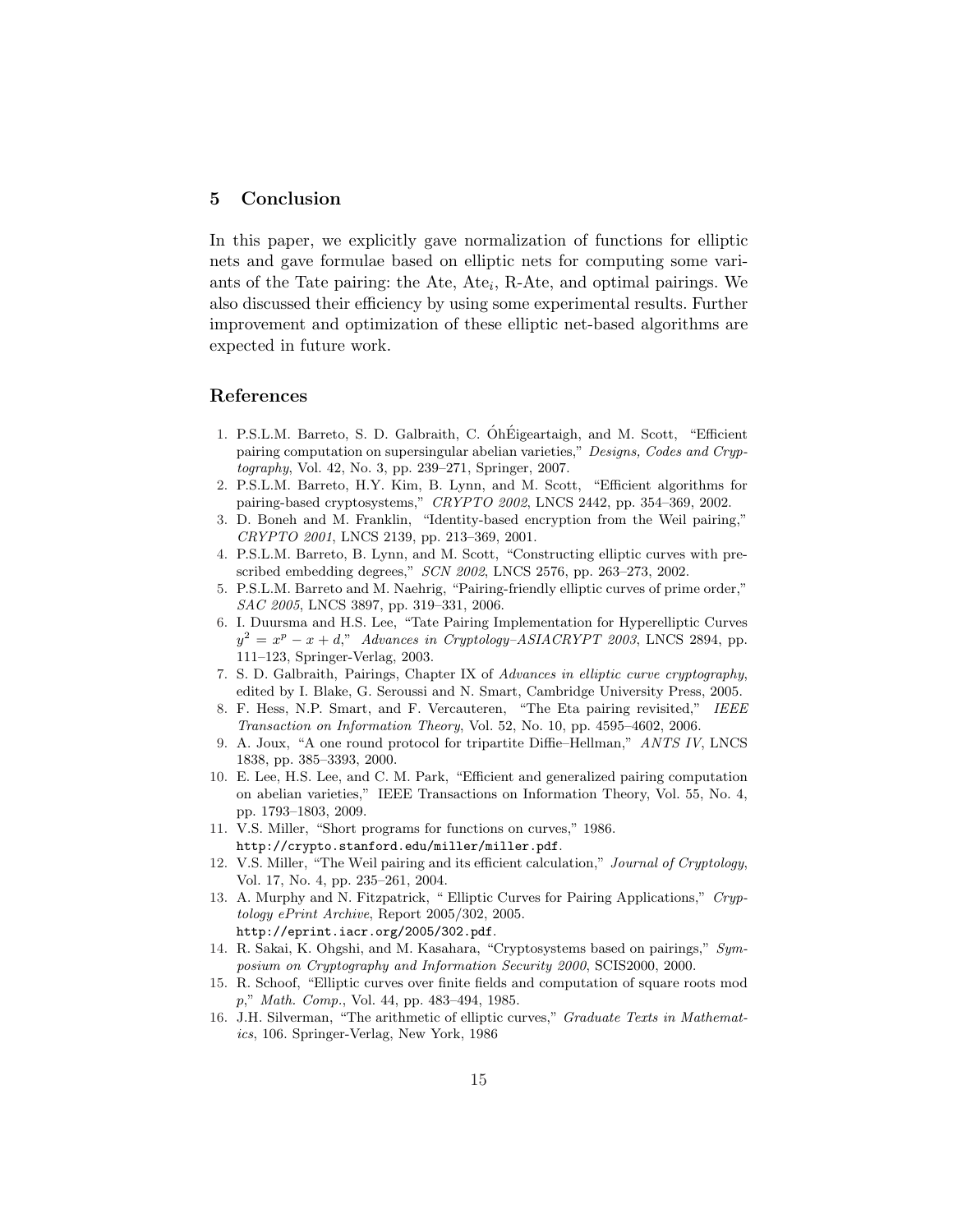## 5 Conclusion

In this paper, we explicitly gave normalization of functions for elliptic nets and gave formulae based on elliptic nets for computing some variants of the Tate pairing: the Ate, $\text{Ate}_i$, R-Ate, and optimal pairings. We also discussed their efficiency by using some experimental results. Further improvement and optimization of these elliptic net-based algorithms are expected in future work.

## References

1. P.S.L.M. Barreto, S. D. Galbraith, C. ÓhÉigeartaigh, and M. Scott, "Efficient pairing computation on supersingular abelian varieties," *Designs, Codes and Cryptography*, Vol. 42, No. 3, pp. 239–271, Springer, 2007.
2. P.S.L.M. Barreto, H.Y. Kim, B. Lynn, and M. Scott, "Efficient algorithms for pairing-based cryptosystems," *CRYPTO 2002*, LNCS 2442, pp. 354–369, 2002.
3. D. Boneh and M. Franklin, "Identity-based encryption from the Weil pairing," *CRYPTO 2001*, LNCS 2139, pp. 213–369, 2001.
4. P.S.L.M. Barreto, B. Lynn, and M. Scott, "Constructing elliptic curves with prescribed embedding degrees," *SCN 2002*, LNCS 2576, pp. 263–273, 2002.
5. P.S.L.M. Barreto and M. Naehrig, "Pairing-friendly elliptic curves of prime order," *SAC 2005*, LNCS 3897, pp. 319–331, 2006.
6. I. Duursma and H.S. Lee, "Tate Pairing Implementation for Hyperelliptic Curves $y^2 = x^p - x + d$," *Advances in Cryptology–ASIACRYPT 2003*, LNCS 2894, pp. 111–123, Springer-Verlag, 2003.
7. S. D. Galbraith, Pairings, Chapter IX of *Advances in elliptic curve cryptography*, edited by I. Blake, G. Seroussi and N. Smart, Cambridge University Press, 2005.
8. F. Hess, N.P. Smart, and F. Vercauteren, "The Eta pairing revisited," *IEEE Transaction on Information Theory*, Vol. 52, No. 10, pp. 4595–4602, 2006.
9. A. Joux, "A one round protocol for tripartite Diffie–Hellman," *ANTS IV*, LNCS 1838, pp. 385–3393, 2000.
10. E. Lee, H.S. Lee, and C. M. Park, "Efficient and generalized pairing computation on abelian varieties," IEEE Transactions on Information Theory, Vol. 55, No. 4, pp. 1793–1803, 2009.
11. V.S. Miller, "Short programs for functions on curves," 1986. http://crypto.stanford.edu/miller/miller.pdf.
12. V.S. Miller, "The Weil pairing and its efficient calculation," *Journal of Cryptology*, Vol. 17, No. 4, pp. 235–261, 2004.
13. A. Murphy and N. Fitzpatrick, " Elliptic Curves for Pairing Applications," *Cryptology ePrint Archive*, Report 2005/302, 2005. http://eprint.iacr.org/2005/302.pdf.
14. R. Sakai, K. Ohgshi, and M. Kasahara, "Cryptosystems based on pairings," *Symposium on Cryptography and Information Security 2000*, SCIS2000, 2000.
15. R. Schoof, "Elliptic curves over finite fields and computation of square roots mod $p$," *Math. Comp.*, Vol. 44, pp. 483–494, 1985.
16. J.H. Silverman, "The arithmetic of elliptic curves," *Graduate Texts in Mathematics*, 106. Springer-Verlag, New York, 1986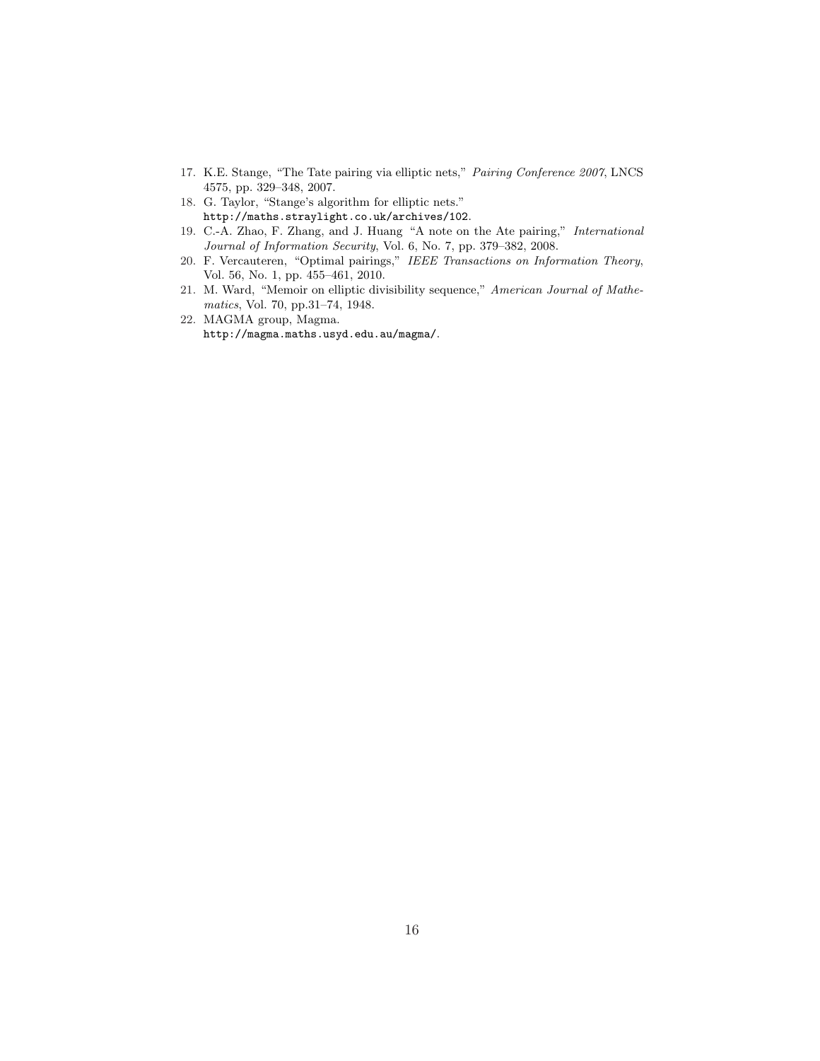17. K.E. Stange, "The Tate pairing via elliptic nets," *Pairing Conference 2007*, LNCS 4575, pp. 329–348, 2007.
18. G. Taylor, "Stange's algorithm for elliptic nets." `http://maths.straylight.co.uk/archives/102`.
19. C.-A. Zhao, F. Zhang, and J. Huang "A note on the Ate pairing," *International Journal of Information Security*, Vol. 6, No. 7, pp. 379–382, 2008.
20. F. Vercauteren, "Optimal pairings," *IEEE Transactions on Information Theory*, Vol. 56, No. 1, pp. 455–461, 2010.
21. M. Ward, "Memoir on elliptic divisibility sequence," *American Journal of Mathematics*, Vol. 70, pp.31–74, 1948.
22. MAGMA group, Magma. `http://magma.maths.usyd.edu.au/magma/`.